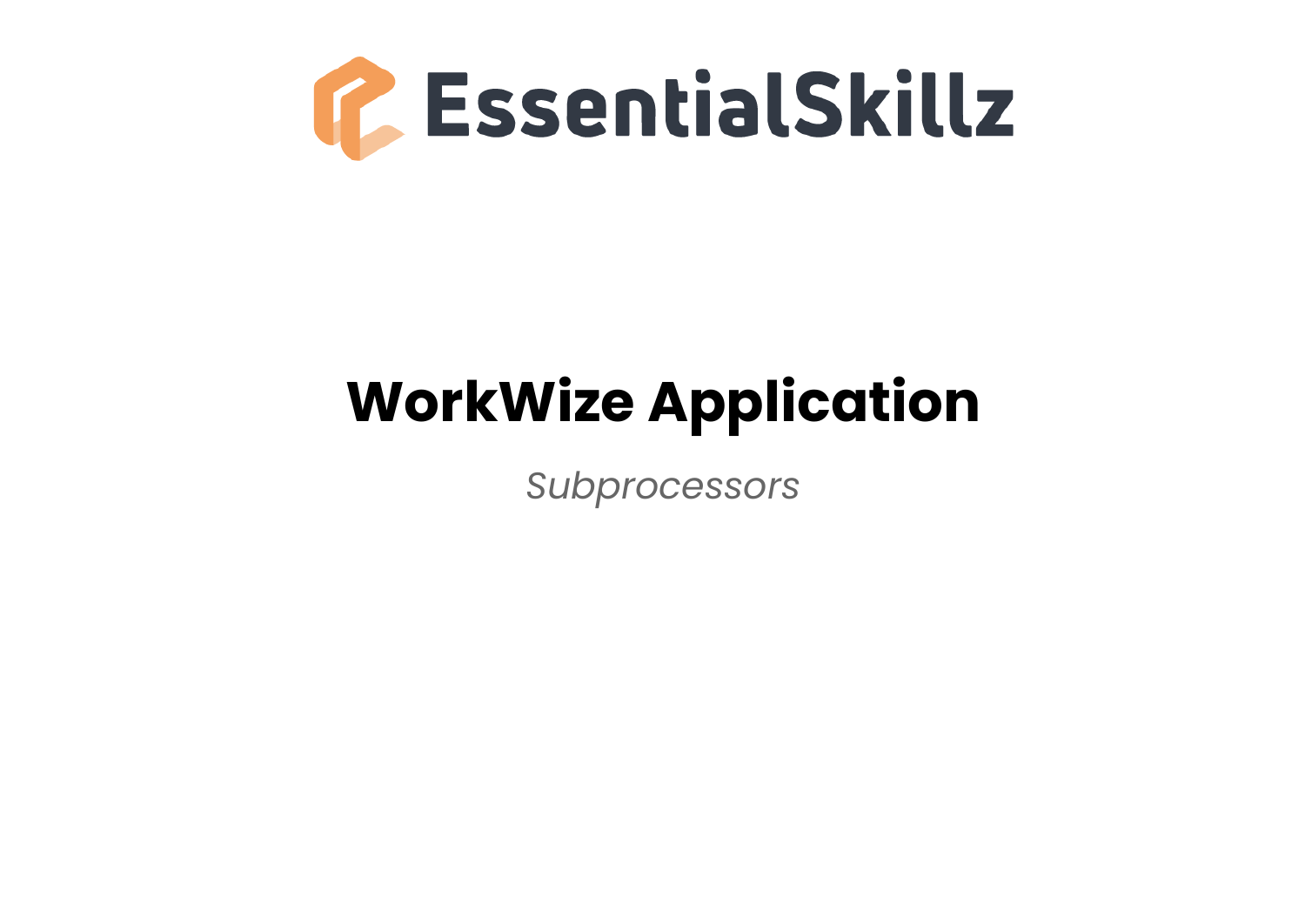EssentialSkillz

# WorkWize Application

*Subprocessors*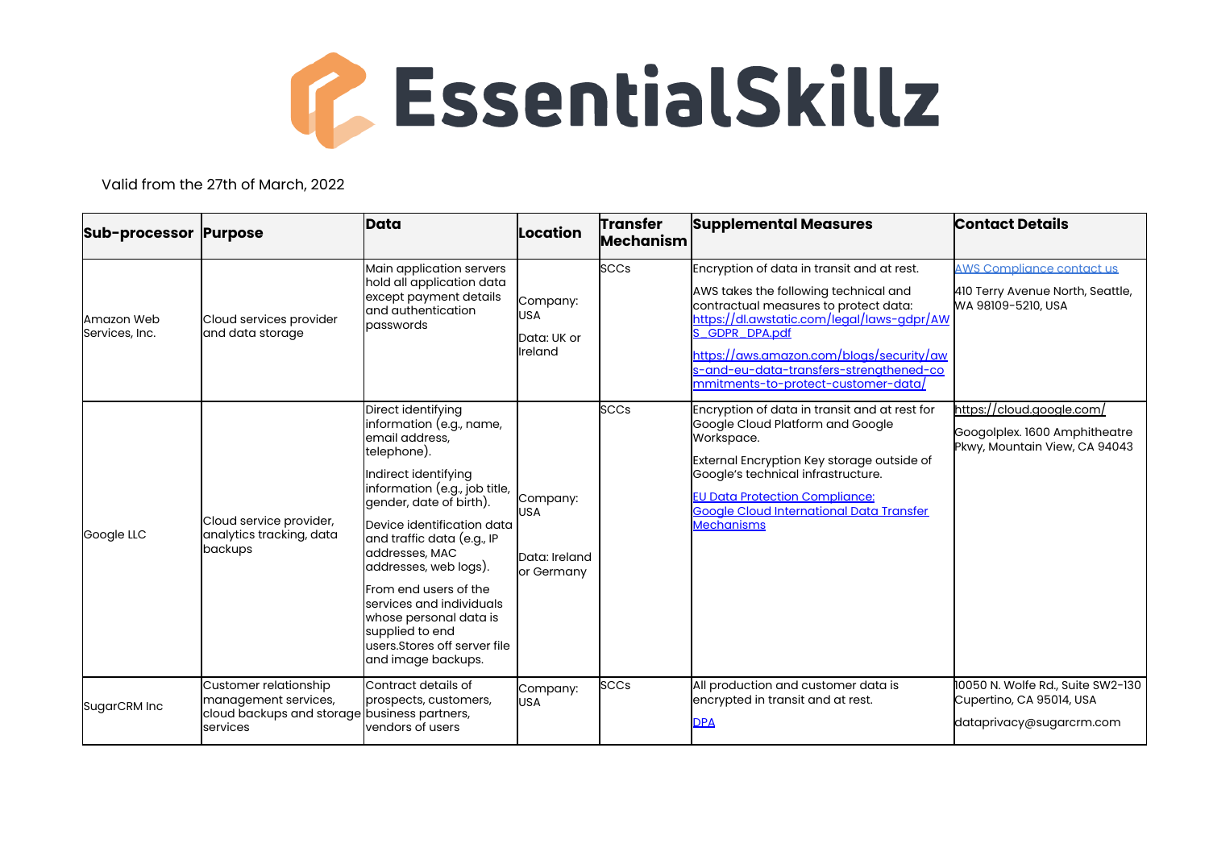# EssentialSkillz

Valid from the 27th of March, 2022

| Sub-processor | Purpose | Data | Location | Transfer Mechanism | Supplemental Measures | Contact Details |
|---|---|---|---|---|---|---|
| Amazon Web Services, Inc. | Cloud services provider and data storage | Main application servers hold all application data except payment details and authentication passwords | Company: USA<br><br>Data: UK or Ireland | SCCs | Encryption of data in transit and at rest.<br><br>AWS takes the following technical and contractual measures to protect data: https://d1.awstatic.com/legal/laws-gdpr/AWS_GDPR_DPA.pdf<br><br>https://aws.amazon.com/blogs/security/aws-and-eu-data-transfers-strengthened-commitments-to-protect-customer-data/ | AWS Compliance contact us<br><br>410 Terry Avenue North, Seattle, WA 98109-5210, USA |
| Google LLC | Cloud service provider, analytics tracking, data backups | Direct identifying information (e.g., name, email address, telephone).<br><br>Indirect identifying information (e.g., job title, gender, date of birth).<br><br>Device identification data and traffic data (e.g., IP addresses, MAC addresses, web logs).<br><br>From end users of the services and individuals whose personal data is supplied to end users.Stores off server file and image backups. | Company: USA<br><br>Data: Ireland or Germany | SCCs | Encryption of data in transit and at rest for Google Cloud Platform and Google Workspace.<br><br>External Encryption Key storage outside of Google's technical infrastructure.<br><br>EU Data Protection Compliance: Google Cloud International Data Transfer Mechanisms | https://cloud.google.com/<br><br>Googolplex. 1600 Amphitheatre Pkwy, Mountain View, CA 94043 |
| SugarCRM Inc | Customer relationship management services, cloud backups and storage services | Contract details of prospects, customers, business partners, vendors of users | Company: USA | SCCs | All production and customer data is encrypted in transit and at rest.<br><br>DPA | 10050 N. Wolfe Rd., Suite SW2-130 Cupertino, CA 95014, USA<br><br>dataprivacy@sugarcrm.com |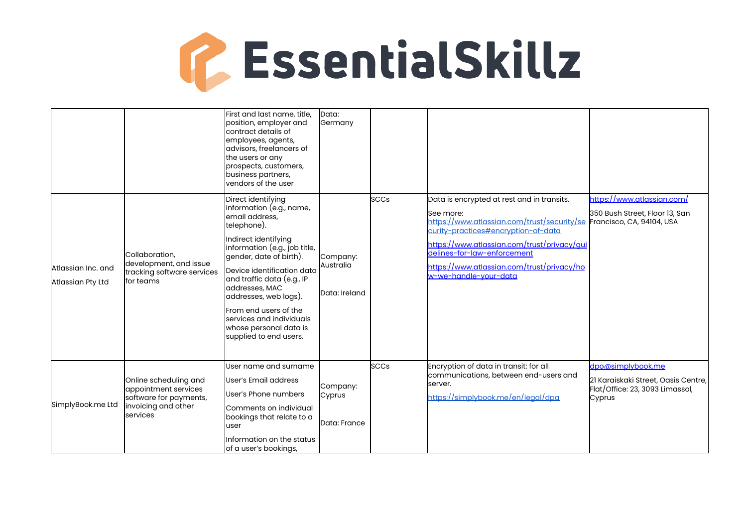# EssentialSkillz

| | | | | | | |
|---|---|---|---|---|---|---|
| | | First and last name, title, position, employer and contract details of employees, agents, advisors, freelancers of the users or any prospects, customers, business partners, vendors of the user | Data: Germany | | | |
| Atlassian Inc. and Atlassian Pty Ltd | Collaboration, development, and issue tracking software services for teams | Direct identifying information (e.g., name, email address, telephone). Indirect identifying information (e.g., job title, gender, date of birth). Device identification data and traffic data (e.g., IP addresses, MAC addresses, web logs). From end users of the services and individuals whose personal data is supplied to end users. | Company: Australia Data: Ireland | SCCs | Data is encrypted at rest and in transits. See more: https://www.atlassian.com/trust/security/security-practices#encryption-of-data https://www.atlassian.com/trust/privacy/guidelines-for-law-enforcement https://www.atlassian.com/trust/privacy/how-we-handle-your-data | https://www.atlassian.com/ 350 Bush Street, Floor 13, San Francisco, CA, 94104, USA |
| SimplyBook.me Ltd | Online scheduling and appointment services software for payments, invoicing and other services | User name and surname User's Email address User's Phone numbers Comments on individual bookings that relate to a user Information on the status of a user's bookings, | Company: Cyprus Data: France | SCCs | Encryption of data in transit: for all communications, between end-users and server. https://simplybook.me/en/legal/dpa | dpo@simplybook.me 21 Karaiskaki Street, Oasis Centre, Flat/Office: 23, 3093 Limassol, Cyprus |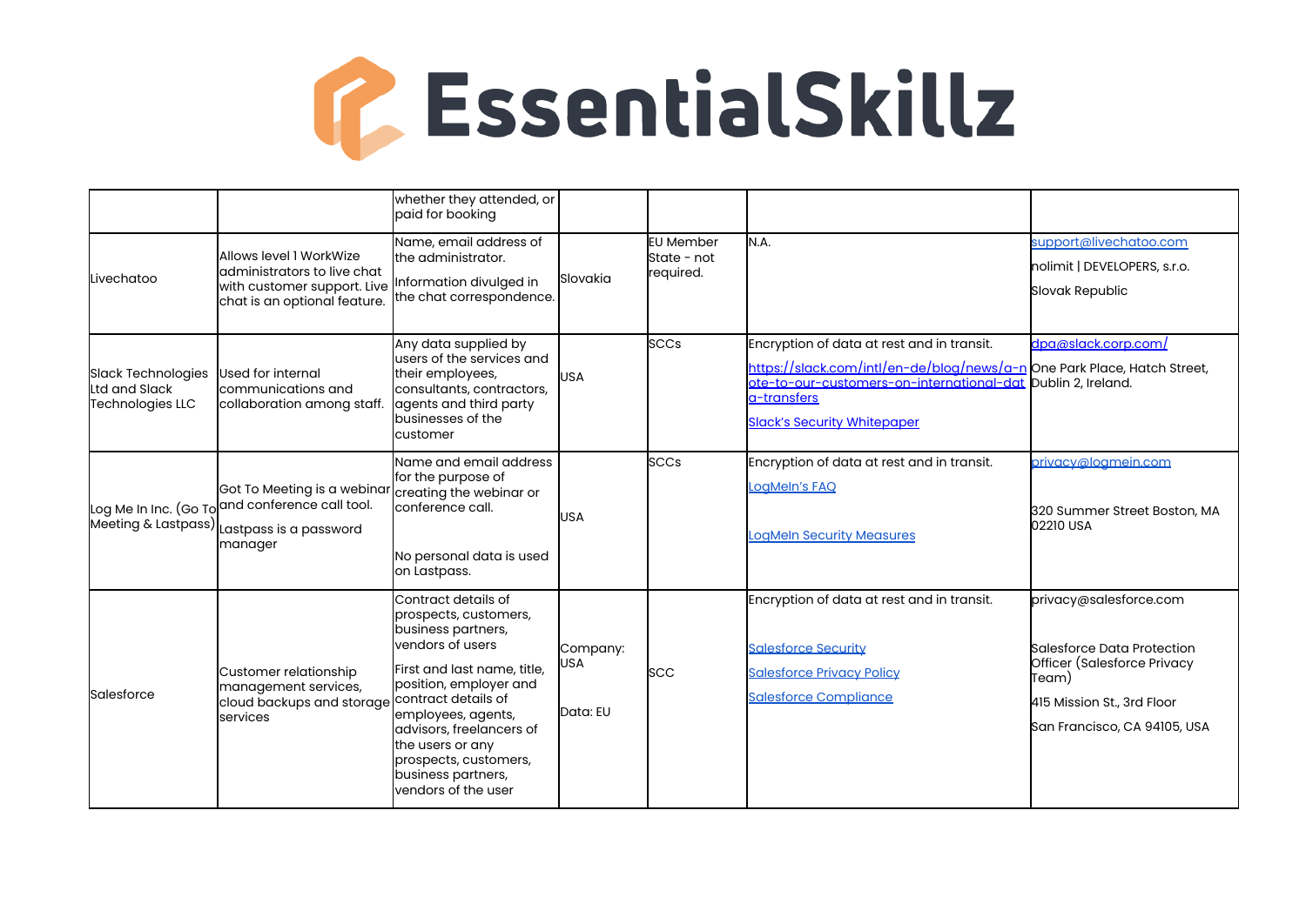# EssentialSkillz

| | | | | | | |
|---|---|---|---|---|---|---|
| | | whether they attended, or paid for booking | | | | |
| Livechatoo | Allows level 1 WorkWize administrators to live chat with customer support. Live chat is an optional feature. | Name, email address of the administrator.<br><br>Information divulged in the chat correspondence. | Slovakia | EU Member State - not required. | N.A. | support@livechatoo.com<br><br>nolimit \| DEVELOPERS, s.r.o.<br><br>Slovak Republic |
| Slack Technologies Ltd and Slack Technologies LLC | Used for internal communications and collaboration among staff. | Any data supplied by users of the services and their employees, consultants, contractors, agents and third party businesses of the customer | USA | SCCs | Encryption of data at rest and in transit.<br><br>https://slack.com/intl/en-de/blog/news/a-note-to-our-customers-on-international-data-transfers<br><br>Slack's Security Whitepaper | dpa@slack.corp.com/<br><br>One Park Place, Hatch Street, Dublin 2, Ireland. |
| Log Me In Inc. (Go To Meeting & Lastpass) | Got To Meeting is a webinar and conference call tool.<br><br>Lastpass is a password manager | Name and email address for the purpose of creating the webinar or conference call.<br><br>No personal data is used on Lastpass. | USA | SCCs | Encryption of data at rest and in transit.<br><br>LogMeIn's FAQ<br><br>LogMeIn Security Measures | privacy@logmein.com<br><br>320 Summer Street Boston, MA 02210 USA |
| Salesforce | Customer relationship management services, cloud backups and storage services | Contract details of prospects, customers, business partners, vendors of users<br><br>First and last name, title, position, employer and contract details of employees, agents, advisors, freelancers of the users or any prospects, customers, business partners, vendors of the user | Company: USA<br><br>Data: EU | SCC | Encryption of data at rest and in transit.<br><br>Salesforce Security<br><br>Salesforce Privacy Policy<br><br>Salesforce Compliance | privacy@salesforce.com<br><br>Salesforce Data Protection Officer (Salesforce Privacy Team)<br><br>415 Mission St., 3rd Floor<br><br>San Francisco, CA 94105, USA |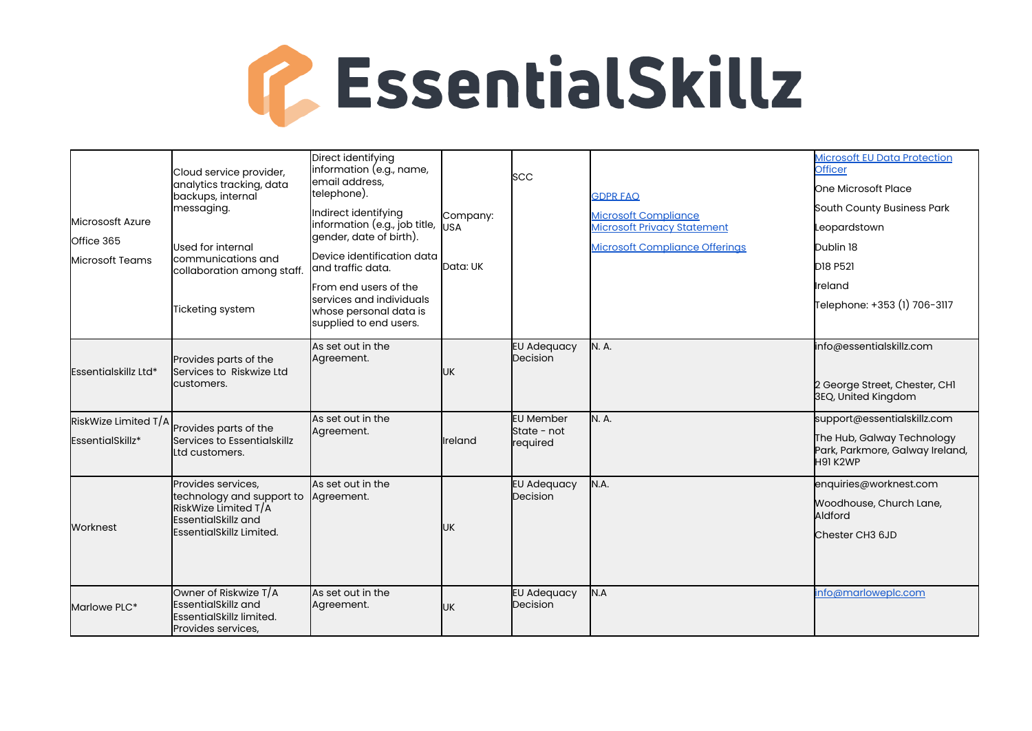# EssentialSkillz

| | | | | | | |
|---|---|---|---|---|---|---|
| Micrososft Azure<br>Office 365<br>Microsoft Teams | Cloud service provider, analytics tracking, data backups, internal messaging.<br><br>Used for internal communications and collaboration among staff.<br><br>Ticketing system | Direct identifying information (e.g., name, email address, telephone).<br><br>Indirect identifying information (e.g., job title, gender, date of birth).<br><br>Device identification data and traffic data.<br><br>From end users of the services and individuals whose personal data is supplied to end users. | Company: USA<br><br>Data: UK | SCC | [GDPR FAQ](#)<br><br>[Microsoft Compliance](#)<br>[Microsoft Privacy Statement](#)<br><br>[Microsoft Compliance Offerings](#) | [Microsoft EU Data Protection Officer](#)<br>One Microsoft Place<br>South County Business Park<br>Leopardstown<br>Dublin 18<br>D18 P521<br>Ireland<br>Telephone: +353 (1) 706-3117 |
| Essentialskillz Ltd* | Provides parts of the Services to Riskwize Ltd customers. | As set out in the Agreement. | UK | EU Adequacy Decision | N. A. | info@essentialskillz.com<br><br>2 George Street, Chester, CH1 3EQ, United Kingdom |
| RiskWize Limited T/A EssentialSkillz* | Provides parts of the Services to Essentialskillz Ltd customers. | As set out in the Agreement. | Ireland | EU Member State - not required | N. A. | support@essentialskillz.com<br><br>The Hub, Galway Technology Park, Parkmore, Galway Ireland, H91 K2WP |
| Worknest | Provides services, technology and support to RiskWize Limited T/A EssentialSkillz and EssentialSkillz Limited. | As set out in the Agreement. | UK | EU Adequacy Decision | N.A. | enquiries@worknest.com<br><br>Woodhouse, Church Lane, Aldford<br><br>Chester CH3 6JD |
| Marlowe PLC* | Owner of Riskwize T/A EssentialSkillz and EssentialSkillz limited. Provides services, | As set out in the Agreement. | UK | EU Adequacy Decision | N.A | [info@marloweplc.com](mailto:info@marloweplc.com) |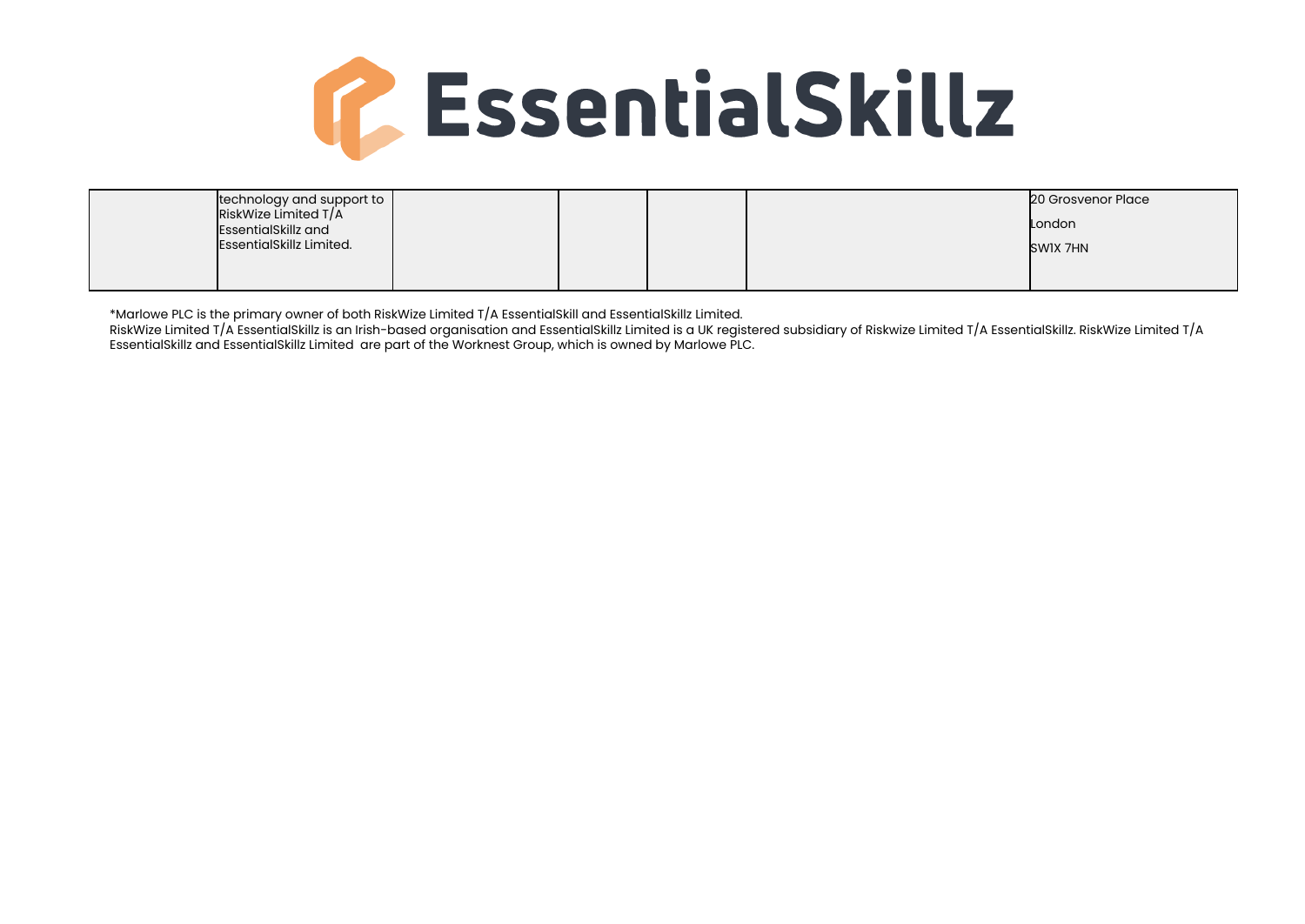| | | | | | | |
|---|---|---|---|---|---|---|
| | technology and support to RiskWize Limited T/A EssentialSkillz and EssentialSkillz Limited. | | | | | 20 Grosvenor Place<br>London<br>SW1X 7HN |

*Marlowe PLC is the primary owner of both RiskWize Limited T/A EssentialSkill and EssentialSkillz Limited.
RiskWize Limited T/A EssentialSkillz is an Irish-based organisation and EssentialSkillz Limited is a UK registered subsidiary of Riskwize Limited T/A EssentialSkillz. RiskWize Limited T/A EssentialSkillz and EssentialSkillz Limited are part of the Worknest Group, which is owned by Marlowe PLC.